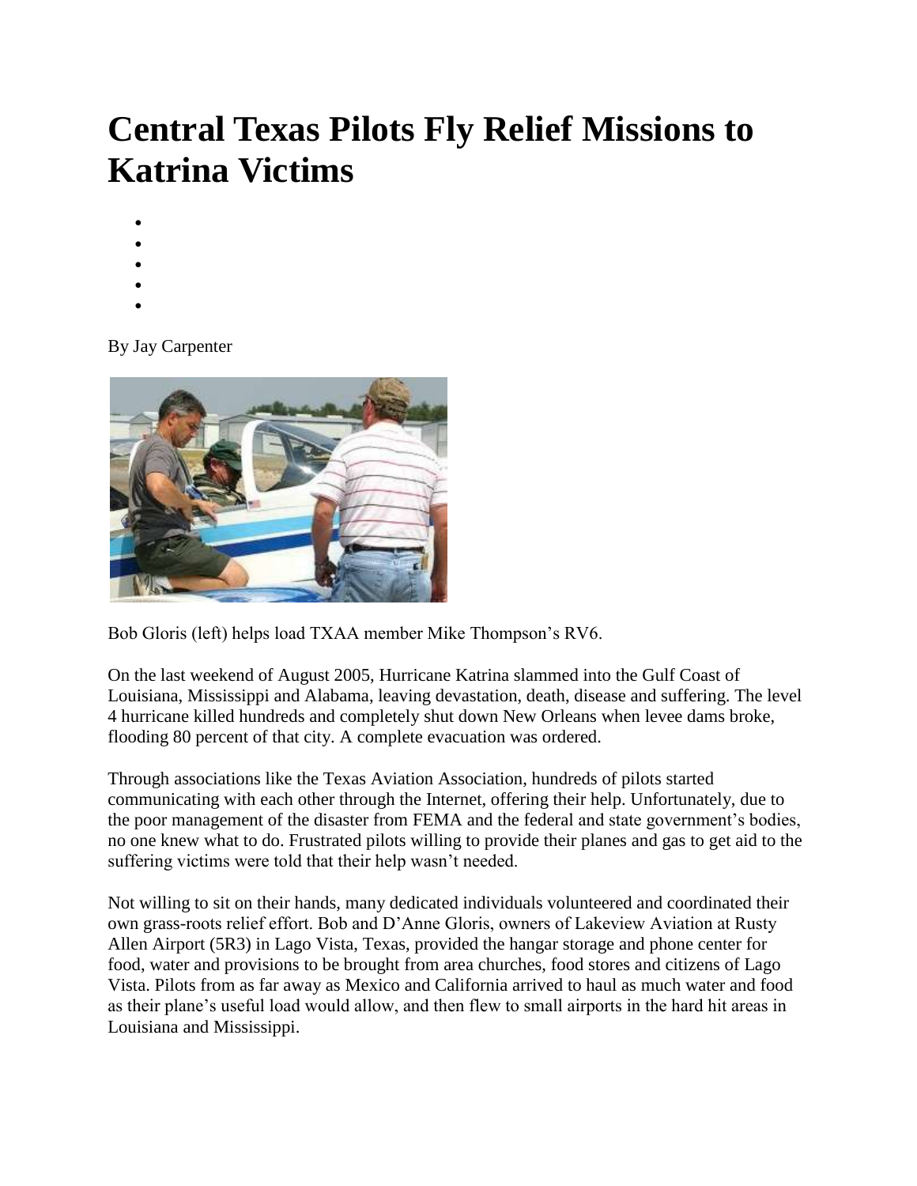# Central Texas Pilots Fly Relief Missions to Katrina Victims

By Jay Carpenter

Bob Gloris (left) helps load TXAA member Mike Thompson's RV6.

On the last weekend of August 2005, Hurricane Katrina slammed into the Gulf Coast of Louisiana, Mississippi and Alabama, leaving devastation, death, disease and suffering. The level 4 hurricane killed hundreds and completely shut down New Orleans when levee dams broke, flooding 80 percent of that city. A complete evacuation was ordered.

Through associations like the Texas Aviation Association, hundreds of pilots started communicating with each other through the Internet, offering their help. Unfortunately, due to the poor management of the disaster from FEMA and the federal and state government's bodies, no one knew what to do. Frustrated pilots willing to provide their planes and gas to get aid to the suffering victims were told that their help wasn't needed.

Not willing to sit on their hands, many dedicated individuals volunteered and coordinated their own grass-roots relief effort. Bob and D'Anne Gloris, owners of Lakeview Aviation at Rusty Allen Airport (5R3) in Lago Vista, Texas, provided the hangar storage and phone center for food, water and provisions to be brought from area churches, food stores and citizens of Lago Vista. Pilots from as far away as Mexico and California arrived to haul as much water and food as their plane's useful load would allow, and then flew to small airports in the hard hit areas in Louisiana and Mississippi.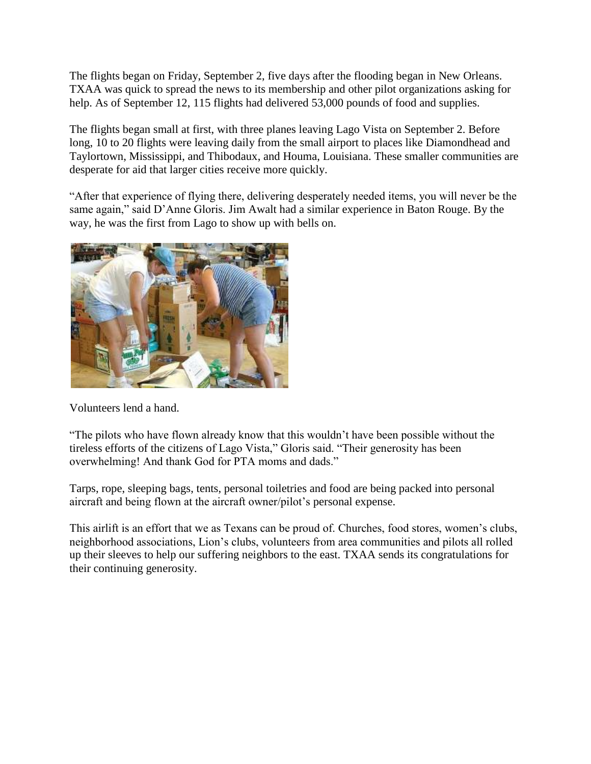The flights began on Friday, September 2, five days after the flooding began in New Orleans. TXAA was quick to spread the news to its membership and other pilot organizations asking for help. As of September 12, 115 flights had delivered 53,000 pounds of food and supplies.

The flights began small at first, with three planes leaving Lago Vista on September 2. Before long, 10 to 20 flights were leaving daily from the small airport to places like Diamondhead and Taylortown, Mississippi, and Thibodaux, and Houma, Louisiana. These smaller communities are desperate for aid that larger cities receive more quickly.

"After that experience of flying there, delivering desperately needed items, you will never be the same again," said D'Anne Gloris. Jim Awalt had a similar experience in Baton Rouge. By the way, he was the first from Lago to show up with bells on.

Volunteers lend a hand.

"The pilots who have flown already know that this wouldn't have been possible without the tireless efforts of the citizens of Lago Vista," Gloris said. "Their generosity has been overwhelming! And thank God for PTA moms and dads."

Tarps, rope, sleeping bags, tents, personal toiletries and food are being packed into personal aircraft and being flown at the aircraft owner/pilot's personal expense.

This airlift is an effort that we as Texans can be proud of. Churches, food stores, women's clubs, neighborhood associations, Lion's clubs, volunteers from area communities and pilots all rolled up their sleeves to help our suffering neighbors to the east. TXAA sends its congratulations for their continuing generosity.